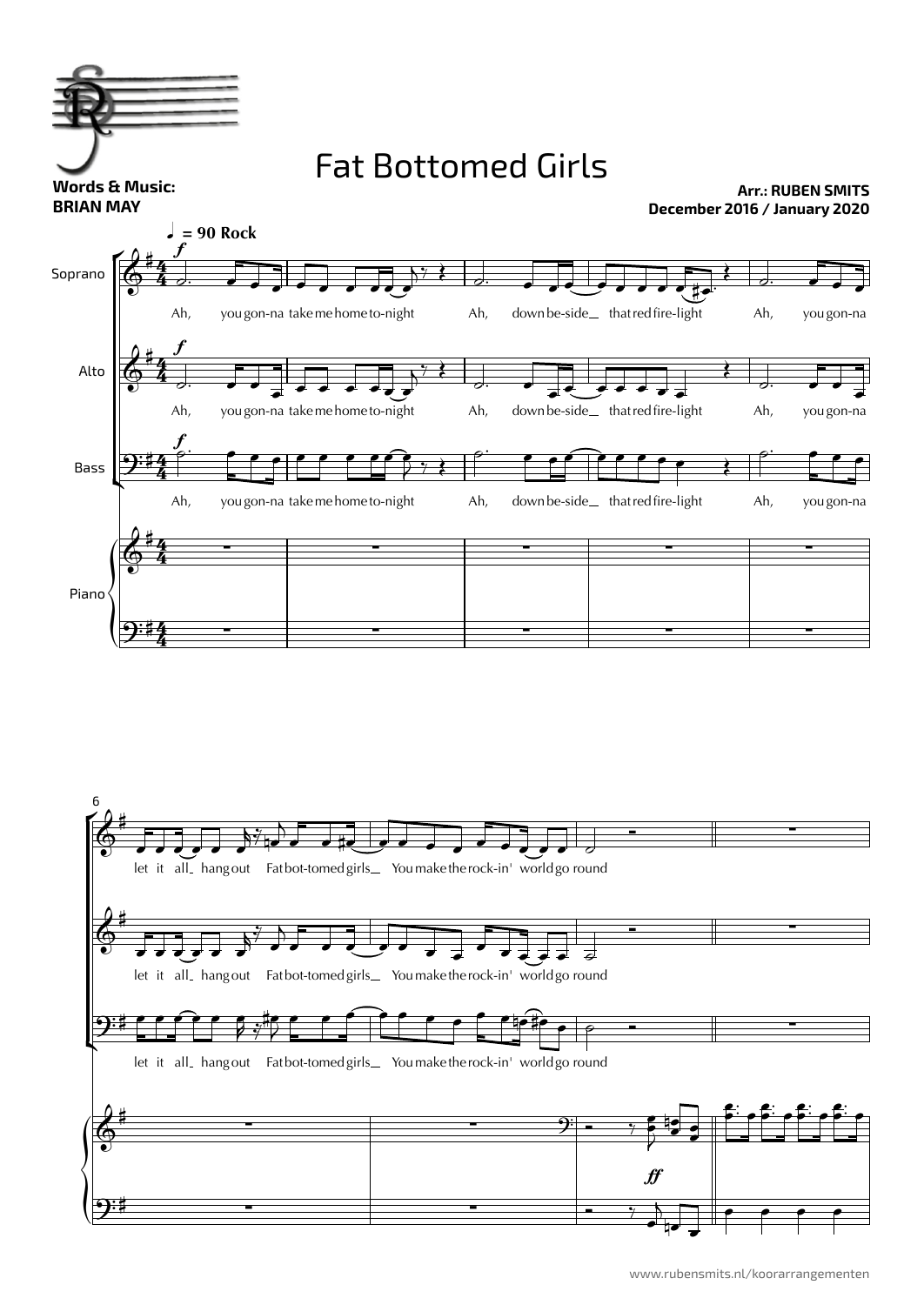# Fat Bottomed Girls

**Words & Music:**
**BRIAN MAY**

**Arr.: RUBEN SMITS**
**December 2016 / January 2020**

♩ = 90 Rock

Soprano / Alto / Bass:

Ah, you gon-na take me home to-night Ah, down be-side_ that red fire-light Ah, you gon-na

let it all_ hang out Fat bot-tomed girls_ You make the rock-in' world go round

Piano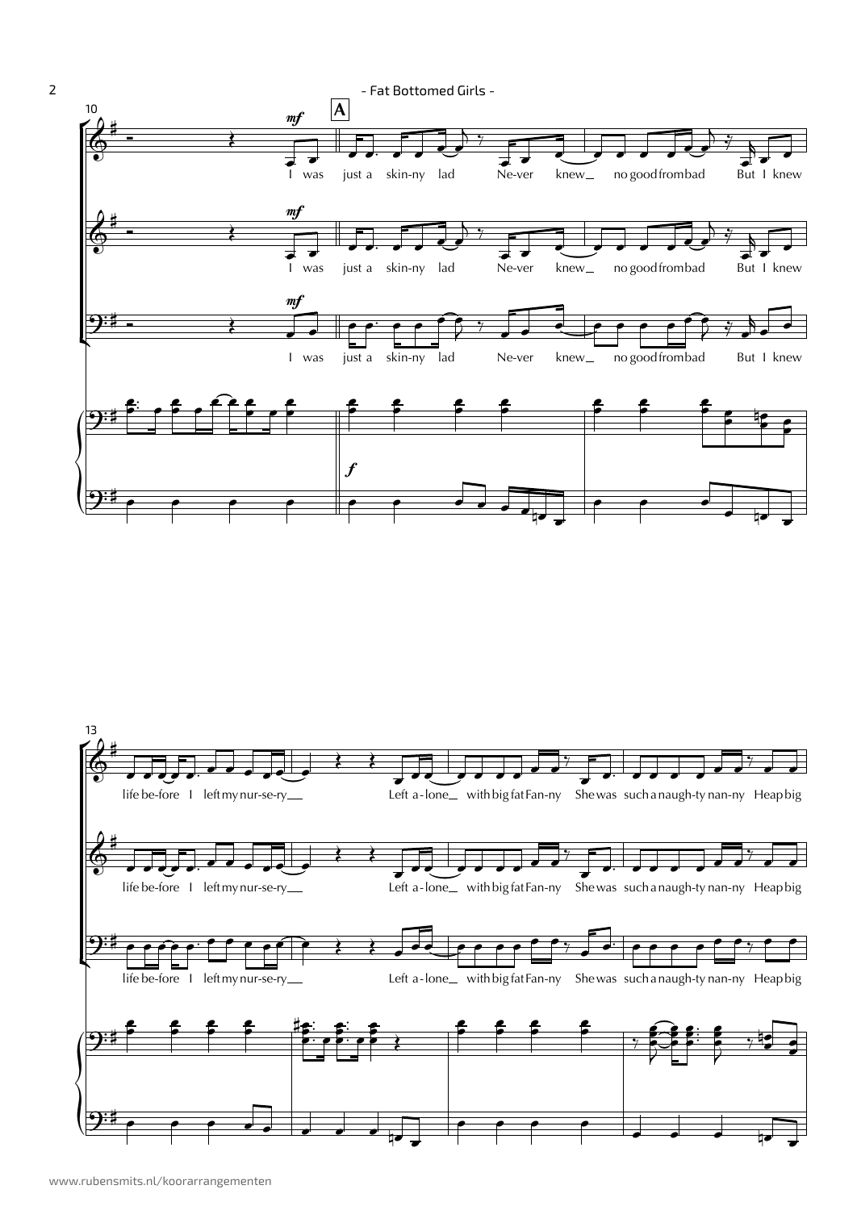10

*mf*

**A**

I was just a skin-ny lad Ne-ver knew_ no good from bad But I knew

I was just a skin-ny lad Ne-ver knew_ no good from bad But I knew

I was just a skin-ny lad Ne-ver knew_ no good from bad But I knew

*f*

13

life be-fore I left my nur-se-ry_ Left a-lone_ with big fat Fan-ny She was such a naugh-ty nan-ny Heap big

life be-fore I left my nur-se-ry_ Left a-lone_ with big fat Fan-ny She was such a naugh-ty nan-ny Heap big

life be-fore I left my nur-se-ry_ Left a-lone_ with big fat Fan-ny She was such a naugh-ty nan-ny Heap big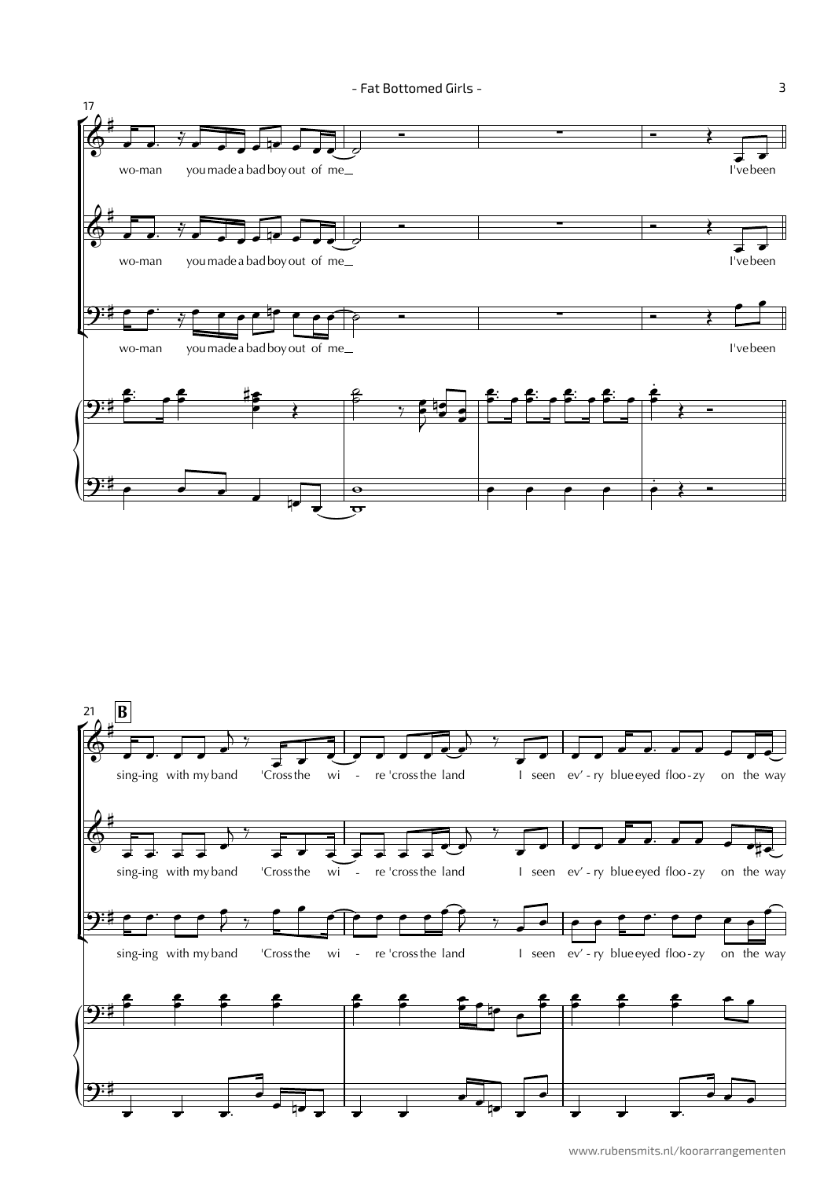17

wo-man you made a bad boy out of me

I've been

wo-man you made a bad boy out of me

I've been

wo-man you made a bad boy out of me

I've been

21 **B**

sing-ing with my band 'Cross the wi - re 'cross the land I seen ev' - ry blue eyed floo - zy on the way

sing-ing with my band 'Cross the wi - re 'cross the land I seen ev' - ry blue eyed floo - zy on the way

sing-ing with my band 'Cross the wi - re 'cross the land I seen ev' - ry blue eyed floo - zy on the way

www.rubensmits.nl/koorarrangementen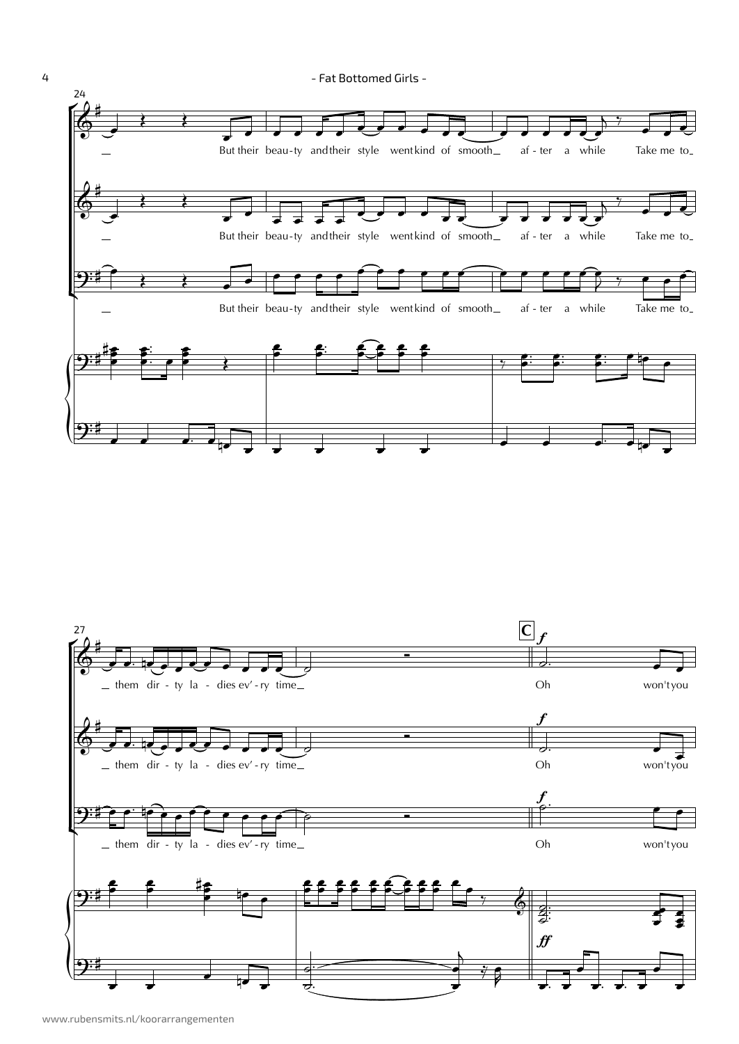24

But their beau-ty and their style went kind of smooth af-ter a while Take me to

27

them dir-ty la-dies ev'-ry time

C

*f*

Oh won't you

*ff*